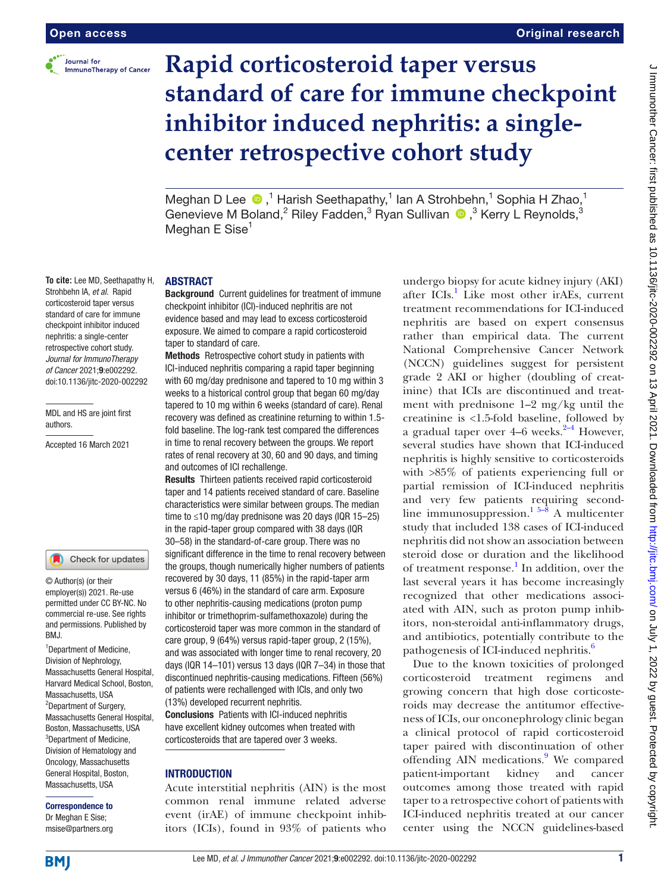Open access | Original research

# Rapid corticosteroid taper versus standard of care for immune checkpoint inhibitor induced nephritis: a single-center retrospective cohort study

Meghan D Lee,[1] Harish Seethapathy,[1] Ian A Strohbehn,[1] Sophia H Zhao,[1] Genevieve M Boland,[2] Riley Fadden,[3] Ryan Sullivan,[3] Kerry L Reynolds,[3] Meghan E Sise[1]

**To cite:** Lee MD, Seethapathy H, Strohbehn IA, *et al*. Rapid corticosteroid taper versus standard of care for immune checkpoint inhibitor induced nephritis: a single-center retrospective cohort study. *Journal for ImmunoTherapy of Cancer* 2021;**9**:e002292. doi:10.1136/jitc-2020-002292

MDL and HS are joint first authors.

Accepted 16 March 2021

© Author(s) (or their employer(s)) 2021. Re-use permitted under CC BY-NC. No commercial re-use. See rights and permissions. Published by BMJ.

[1]Department of Medicine, Division of Nephrology, Massachusetts General Hospital, Harvard Medical School, Boston, Massachusetts, USA
[2]Department of Surgery, Massachusetts General Hospital, Boston, Massachusetts, USA
[3]Department of Medicine, Division of Hematology and Oncology, Massachusetts General Hospital, Boston, Massachusetts, USA

**Correspondence to**
Dr Meghan E Sise;
msise@partners.org

## ABSTRACT

**Background** Current guidelines for treatment of immune checkpoint inhibitor (ICI)-induced nephritis are not evidence based and may lead to excess corticosteroid exposure. We aimed to compare a rapid corticosteroid taper to standard of care.

**Methods** Retrospective cohort study in patients with ICI-induced nephritis comparing a rapid taper beginning with 60 mg/day prednisone and tapered to 10 mg within 3 weeks to a historical control group that began 60 mg/day tapered to 10 mg within 6 weeks (standard of care). Renal recovery was defined as creatinine returning to within 1.5-fold baseline. The log-rank test compared the differences in time to renal recovery between the groups. We report rates of renal recovery at 30, 60 and 90 days, and timing and outcomes of ICI rechallenge.

**Results** Thirteen patients received rapid corticosteroid taper and 14 patients received standard of care. Baseline characteristics were similar between groups. The median time to ≤10 mg/day prednisone was 20 days (IQR 15–25) in the rapid-taper group compared with 38 days (IQR 30–58) in the standard-of-care group. There was no significant difference in the time to renal recovery between the groups, though numerically higher numbers of patients recovered by 30 days, 11 (85%) in the rapid-taper arm versus 6 (46%) in the standard of care arm. Exposure to other nephritis-causing medications (proton pump inhibitor or trimethoprim-sulfamethoxazole) during the corticosteroid taper was more common in the standard of care group, 9 (64%) versus rapid-taper group, 2 (15%), and was associated with longer time to renal recovery, 20 days (IQR 14–101) versus 13 days (IQR 7–34) in those that discontinued nephritis-causing medications. Fifteen (56%) of patients were rechallenged with ICIs, and only two (13%) developed recurrent nephritis.

**Conclusions** Patients with ICI-induced nephritis have excellent kidney outcomes when treated with corticosteroids that are tapered over 3 weeks.

## INTRODUCTION

Acute interstitial nephritis (AIN) is the most common renal immune related adverse event (irAE) of immune checkpoint inhibitors (ICIs), found in 93% of patients who undergo biopsy for acute kidney injury (AKI) after ICIs.[1] Like most other irAEs, current treatment recommendations for ICI-induced nephritis are based on expert consensus rather than empirical data. The current National Comprehensive Cancer Network (NCCN) guidelines suggest for persistent grade 2 AKI or higher (doubling of creatinine) that ICIs are discontinued and treatment with prednisone 1–2 mg/kg until the creatinine is <1.5-fold baseline, followed by a gradual taper over 4–6 weeks.[2–4] However, several studies have shown that ICI-induced nephritis is highly sensitive to corticosteroids with >85% of patients experiencing full or partial remission of ICI-induced nephritis and very few patients requiring second-line immunosuppression.[1 5–8] A multicenter study that included 138 cases of ICI-induced nephritis did not show an association between steroid dose or duration and the likelihood of treatment response.[1] In addition, over the last several years it has become increasingly recognized that other medications associated with AIN, such as proton pump inhibitors, non-steroidal anti-inflammatory drugs, and antibiotics, potentially contribute to the pathogenesis of ICI-induced nephritis.[6]

Due to the known toxicities of prolonged corticosteroid treatment regimens and growing concern that high dose corticosteroids may decrease the antitumor effectiveness of ICIs, our onconephrology clinic began a clinical protocol of rapid corticosteroid taper paired with discontinuation of other offending AIN medications.[9] We compared patient-important kidney and cancer outcomes among those treated with rapid taper to a retrospective cohort of patients with ICI-induced nephritis treated at our cancer center using the NCCN guidelines-based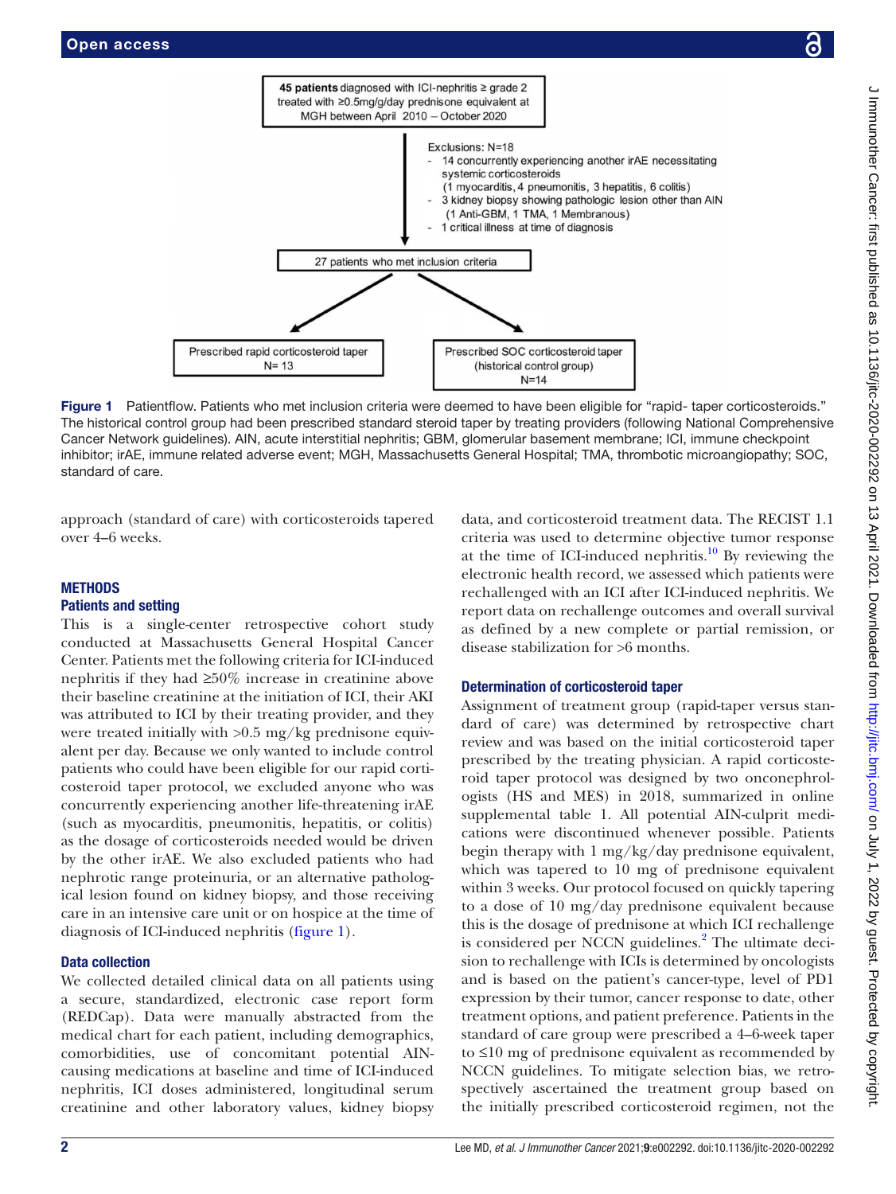**45 patients** diagnosed with ICI-nephritis ≥ grade 2 treated with ≥0.5mg/g/day prednisone equivalent at MGH between April 2010 – October 2020

Exclusions: N=18

- 14 concurrently experiencing another irAE necessitating systemic corticosteroids (1 myocarditis, 4 pneumonitis, 3 hepatitis, 6 colitis)
- 3 kidney biopsy showing pathologic lesion other than AIN (1 Anti-GBM, 1 TMA, 1 Membranous)
- 1 critical illness at time of diagnosis

27 patients who met inclusion criteria

Prescribed rapid corticosteroid taper N= 13

Prescribed SOC corticosteroid taper (historical control group) N=14

**Figure 1** Patientflow. Patients who met inclusion criteria were deemed to have been eligible for "rapid- taper corticosteroids." The historical control group had been prescribed standard steroid taper by treating providers (following National Comprehensive Cancer Network guidelines). AIN, acute interstitial nephritis; GBM, glomerular basement membrane; ICI, immune checkpoint inhibitor; irAE, immune related adverse event; MGH, Massachusetts General Hospital; TMA, thrombotic microangiopathy; SOC, standard of care.

approach (standard of care) with corticosteroids tapered over 4–6 weeks.

## METHODS

### Patients and setting

This is a single-center retrospective cohort study conducted at Massachusetts General Hospital Cancer Center. Patients met the following criteria for ICI-induced nephritis if they had ≥50% increase in creatinine above their baseline creatinine at the initiation of ICI, their AKI was attributed to ICI by their treating provider, and they were treated initially with >0.5 mg/kg prednisone equivalent per day. Because we only wanted to include control patients who could have been eligible for our rapid corticosteroid taper protocol, we excluded anyone who was concurrently experiencing another life-threatening irAE (such as myocarditis, pneumonitis, hepatitis, or colitis) as the dosage of corticosteroids needed would be driven by the other irAE. We also excluded patients who had nephrotic range proteinuria, or an alternative pathological lesion found on kidney biopsy, and those receiving care in an intensive care unit or on hospice at the time of diagnosis of ICI-induced nephritis (figure 1).

### Data collection

We collected detailed clinical data on all patients using a secure, standardized, electronic case report form (REDCap). Data were manually abstracted from the medical chart for each patient, including demographics, comorbidities, use of concomitant potential AIN-causing medications at baseline and time of ICI-induced nephritis, ICI doses administered, longitudinal serum creatinine and other laboratory values, kidney biopsy data, and corticosteroid treatment data. The RECIST 1.1 criteria was used to determine objective tumor response at the time of ICI-induced nephritis.[10] By reviewing the electronic health record, we assessed which patients were rechallenged with an ICI after ICI-induced nephritis. We report data on rechallenge outcomes and overall survival as defined by a new complete or partial remission, or disease stabilization for >6 months.

### Determination of corticosteroid taper

Assignment of treatment group (rapid-taper versus standard of care) was determined by retrospective chart review and was based on the initial corticosteroid taper prescribed by the treating physician. A rapid corticosteroid taper protocol was designed by two onconephrologists (HS and MES) in 2018, summarized in online supplemental table 1. All potential AIN-culprit medications were discontinued whenever possible. Patients begin therapy with 1 mg/kg/day prednisone equivalent, which was tapered to 10 mg of prednisone equivalent within 3 weeks. Our protocol focused on quickly tapering to a dose of 10 mg/day prednisone equivalent because this is the dosage of prednisone at which ICI rechallenge is considered per NCCN guidelines.[2] The ultimate decision to rechallenge with ICIs is determined by oncologists and is based on the patient's cancer-type, level of PD1 expression by their tumor, cancer response to date, other treatment options, and patient preference. Patients in the standard of care group were prescribed a 4–6-week taper to ≤10 mg of prednisone equivalent as recommended by NCCN guidelines. To mitigate selection bias, we retrospectively ascertained the treatment group based on the initially prescribed corticosteroid regimen, not the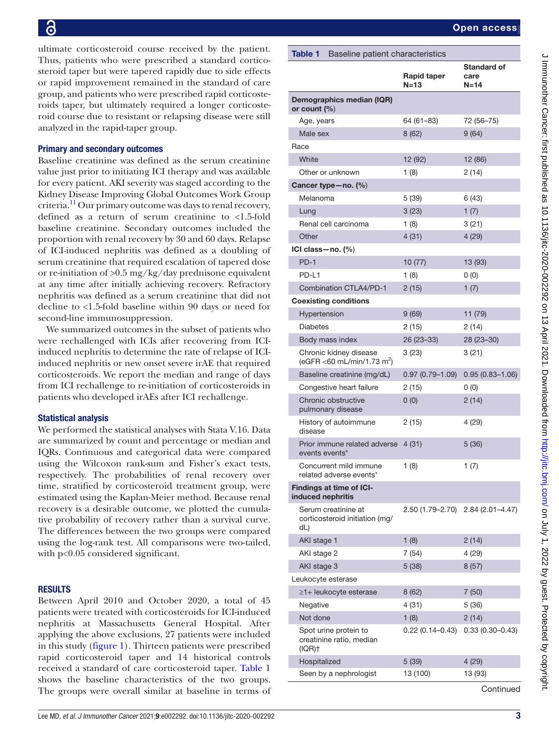ultimate corticosteroid course received by the patient. Thus, patients who were prescribed a standard corticosteroid taper but were tapered rapidly due to side effects or rapid improvement remained in the standard of care group, and patients who were prescribed rapid corticosteroids taper, but ultimately required a longer corticosteroid course due to resistant or relapsing disease were still analyzed in the rapid-taper group.

### Primary and secondary outcomes

Baseline creatinine was defined as the serum creatinine value just prior to initiating ICI therapy and was available for every patient. AKI severity was staged according to the Kidney Disease Improving Global Outcomes Work Group criteria.[11] Our primary outcome was days to renal recovery, defined as a return of serum creatinine to <1.5-fold baseline creatinine. Secondary outcomes included the proportion with renal recovery by 30 and 60 days. Relapse of ICI-induced nephritis was defined as a doubling of serum creatinine that required escalation of tapered dose or re-initiation of >0.5 mg/kg/day prednisone equivalent at any time after initially achieving recovery. Refractory nephritis was defined as a serum creatinine that did not decline to <1.5-fold baseline within 90 days or need for second-line immunosuppression.

We summarized outcomes in the subset of patients who were rechallenged with ICIs after recovering from ICI-induced nephritis to determine the rate of relapse of ICI-induced nephritis or new onset severe irAE that required corticosteroids. We report the median and range of days from ICI rechallenge to re-initiation of corticosteroids in patients who developed irAEs after ICI rechallenge.

### Statistical analysis

We performed the statistical analyses with Stata V.16. Data are summarized by count and percentage or median and IQRs. Continuous and categorical data were compared using the Wilcoxon rank-sum and Fisher's exact tests, respectively. The probabilities of renal recovery over time, stratified by corticosteroid treatment group, were estimated using the Kaplan-Meier method. Because renal recovery is a desirable outcome, we plotted the cumulative probability of recovery rather than a survival curve. The differences between the two groups were compared using the log-rank test. All comparisons were two-tailed, with $p<0.05$ considered significant.

## RESULTS

Between April 2010 and October 2020, a total of 45 patients were treated with corticosteroids for ICI-induced nephritis at Massachusetts General Hospital. After applying the above exclusions, 27 patients were included in this study (figure 1). Thirteen patients were prescribed rapid corticosteroid taper and 14 historical controls received a standard of care corticosteroid taper. Table 1 shows the baseline characteristics of the two groups. The groups were overall similar at baseline in terms of

**Table 1** Baseline patient characteristics

| | Rapid taper N=13 | Standard of care N=14 |
|---|---|---|
| **Demographics median (IQR) or count (%)** | | |
| Age, years | 64 (61–83) | 72 (56–75) |
| Male sex | 8 (62) | 9 (64) |
| Race | | |
| White | 12 (92) | 12 (86) |
| Other or unknown | 1 (8) | 2 (14) |
| **Cancer type—no. (%)** | | |
| Melanoma | 5 (39) | 6 (43) |
| Lung | 3 (23) | 1 (7) |
| Renal cell carcinoma | 1 (8) | 3 (21) |
| Other | 4 (31) | 4 (29) |
| **ICI class—no. (%)** | | |
| PD-1 | 10 (77) | 13 (93) |
| PD-L1 | 1 (8) | 0 (0) |
| Combination CTLA4/PD-1 | 2 (15) | 1 (7) |
| **Coexisting conditions** | | |
| Hypertension | 9 (69) | 11 (79) |
| Diabetes | 2 (15) | 2 (14) |
| Body mass index | 26 (23–33) | 28 (23–30) |
| Chronic kidney disease (eGFR <60 mL/min/1.73 $m^2$) | 3 (23) | 3 (21) |
| Baseline creatinine (mg/dL) | 0.97 (0.79–1.09) | 0.95 (0.83–1.06) |
| Congestive heart failure | 2 (15) | 0 (0) |
| Chronic obstructive pulmonary disease | 0 (0) | 2 (14) |
| History of autoimmune disease | 2 (15) | 4 (29) |
| Prior immune related adverse events events* | 4 (31) | 5 (36) |
| Concurrent mild immune related adverse events* | 1 (8) | 1 (7) |
| **Findings at time of ICI-induced nephritis** | | |
| Serum creatinine at corticosteroid initiation (mg/dL) | 2.50 (1.79–2.70) | 2.84 (2.01–4.47) |
| AKI stage 1 | 1 (8) | 2 (14) |
| AKI stage 2 | 7 (54) | 4 (29) |
| AKI stage 3 | 5 (38) | 8 (57) |
| Leukocyte esterase | | |
| ≥1+ leukocyte esterase | 8 (62) | 7 (50) |
| Negative | 4 (31) | 5 (36) |
| Not done | 1 (8) | 2 (14) |
| Spot urine protein to creatinine ratio, median (IQR)† | 0.22 (0.14–0.43) | 0.33 (0.30–0.43) |
| Hospitalized | 5 (39) | 4 (29) |
| Seen by a nephrologist | 13 (100) | 13 (93) |

Continued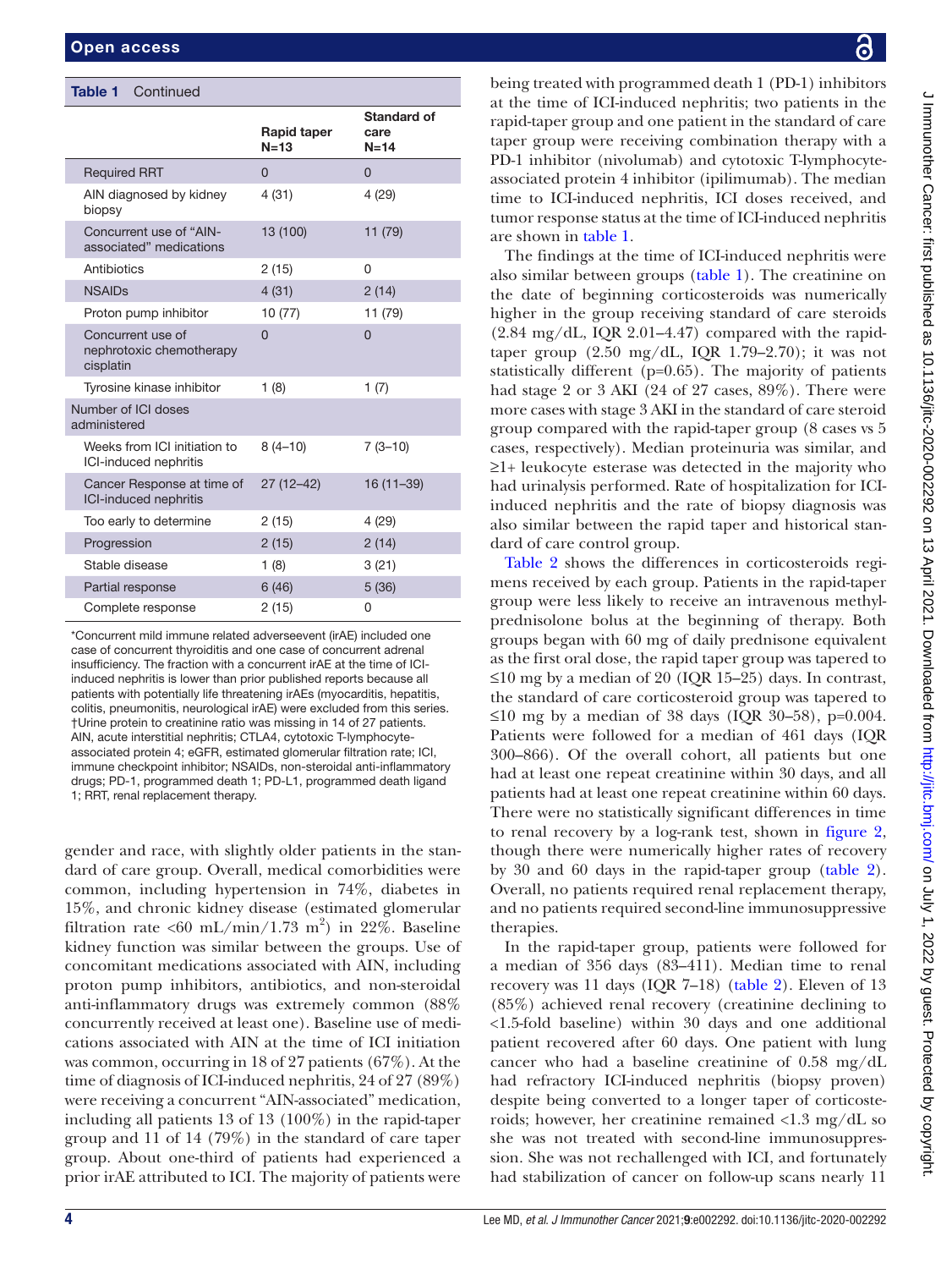**Table 1** Continued

| | Rapid taper N=13 | Standard of care N=14 |
|---|---|---|
| Required RRT | 0 | 0 |
| AIN diagnosed by kidney biopsy | 4 (31) | 4 (29) |
| Concurrent use of "AIN-associated" medications | 13 (100) | 11 (79) |
| Antibiotics | 2 (15) | 0 |
| NSAIDs | 4 (31) | 2 (14) |
| Proton pump inhibitor | 10 (77) | 11 (79) |
| Concurrent use of nephrotoxic chemotherapy cisplatin | 0 | 0 |
| Tyrosine kinase inhibitor | 1 (8) | 1 (7) |
| Number of ICI doses administered | | |
| Weeks from ICI initiation to ICI-induced nephritis | 8 (4–10) | 7 (3–10) |
| Cancer Response at time of ICI-induced nephritis | 27 (12–42) | 16 (11–39) |
| Too early to determine | 2 (15) | 4 (29) |
| Progression | 2 (15) | 2 (14) |
| Stable disease | 1 (8) | 3 (21) |
| Partial response | 6 (46) | 5 (36) |
| Complete response | 2 (15) | 0 |

*Concurrent mild immune related adverseevent (irAE) included one case of concurrent thyroiditis and one case of concurrent adrenal insufficiency. The fraction with a concurrent irAE at the time of ICI-induced nephritis is lower than prior published reports because all patients with potentially life threatening irAEs (myocarditis, hepatitis, colitis, pneumonitis, neurological irAE) were excluded from this series.
†Urine protein to creatinine ratio was missing in 14 of 27 patients.
AIN, acute interstitial nephritis; CTLA4, cytotoxic T-lymphocyte-associated protein 4; eGFR, estimated glomerular filtration rate; ICI, immune checkpoint inhibitor; NSAIDs, non-steroidal anti-inflammatory drugs; PD-1, programmed death 1; PD-L1, programmed death ligand 1; RRT, renal replacement therapy.

gender and race, with slightly older patients in the standard of care group. Overall, medical comorbidities were common, including hypertension in 74%, diabetes in 15%, and chronic kidney disease (estimated glomerular filtration rate <60 mL/min/1.73 $m^2$) in 22%. Baseline kidney function was similar between the groups. Use of concomitant medications associated with AIN, including proton pump inhibitors, antibiotics, and non-steroidal anti-inflammatory drugs was extremely common (88% concurrently received at least one). Baseline use of medications associated with AIN at the time of ICI initiation was common, occurring in 18 of 27 patients (67%). At the time of diagnosis of ICI-induced nephritis, 24 of 27 (89%) were receiving a concurrent "AIN-associated" medication, including all patients 13 of 13 (100%) in the rapid-taper group and 11 of 14 (79%) in the standard of care taper group. About one-third of patients had experienced a prior irAE attributed to ICI. The majority of patients were being treated with programmed death 1 (PD-1) inhibitors at the time of ICI-induced nephritis; two patients in the rapid-taper group and one patient in the standard of care taper group were receiving combination therapy with a PD-1 inhibitor (nivolumab) and cytotoxic T-lymphocyte-associated protein 4 inhibitor (ipilimumab). The median time to ICI-induced nephritis, ICI doses received, and tumor response status at the time of ICI-induced nephritis are shown in table 1.

The findings at the time of ICI-induced nephritis were also similar between groups (table 1). The creatinine on the date of beginning corticosteroids was numerically higher in the group receiving standard of care steroids (2.84 mg/dL, IQR 2.01–4.47) compared with the rapid-taper group (2.50 mg/dL, IQR 1.79–2.70); it was not statistically different (p=0.65). The majority of patients had stage 2 or 3 AKI (24 of 27 cases, 89%). There were more cases with stage 3 AKI in the standard of care steroid group compared with the rapid-taper group (8 cases vs 5 cases, respectively). Median proteinuria was similar, and ≥1+ leukocyte esterase was detected in the majority who had urinalysis performed. Rate of hospitalization for ICI-induced nephritis and the rate of biopsy diagnosis was also similar between the rapid taper and historical standard of care control group.

Table 2 shows the differences in corticosteroids regimens received by each group. Patients in the rapid-taper group were less likely to receive an intravenous methylprednisolone bolus at the beginning of therapy. Both groups began with 60 mg of daily prednisone equivalent as the first oral dose, the rapid taper group was tapered to ≤10 mg by a median of 20 (IQR 15–25) days. In contrast, the standard of care corticosteroid group was tapered to ≤10 mg by a median of 38 days (IQR 30–58), p=0.004. Patients were followed for a median of 461 days (IQR 300–866). Of the overall cohort, all patients but one had at least one repeat creatinine within 30 days, and all patients had at least one repeat creatinine within 60 days. There were no statistically significant differences in time to renal recovery by a log-rank test, shown in figure 2, though there were numerically higher rates of recovery by 30 and 60 days in the rapid-taper group (table 2). Overall, no patients required renal replacement therapy, and no patients required second-line immunosuppressive therapies.

In the rapid-taper group, patients were followed for a median of 356 days (83–411). Median time to renal recovery was 11 days (IQR 7–18) (table 2). Eleven of 13 (85%) achieved renal recovery (creatinine declining to <1.5-fold baseline) within 30 days and one additional patient recovered after 60 days. One patient with lung cancer who had a baseline creatinine of 0.58 mg/dL had refractory ICI-induced nephritis (biopsy proven) despite being converted to a longer taper of corticosteroids; however, her creatinine remained <1.3 mg/dL so she was not treated with second-line immunosuppression. She was not rechallenged with ICI, and fortunately had stabilization of cancer on follow-up scans nearly 11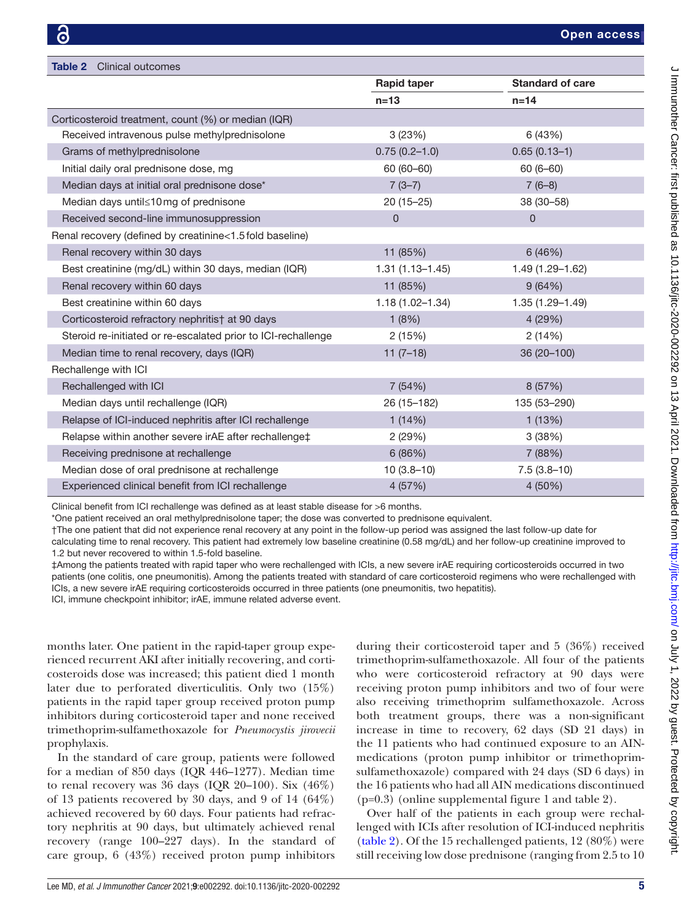**Table 2** Clinical outcomes

| | Rapid taper | Standard of care |
|---|---|---|
| | n=13 | n=14 |
| **Corticosteroid treatment, count (%) or median (IQR)** | | |
| Received intravenous pulse methylprednisolone | 3 (23%) | 6 (43%) |
| Grams of methylprednisolone | 0.75 (0.2–1.0) | 0.65 (0.13–1) |
| Initial daily oral prednisone dose, mg | 60 (60–60) | 60 (6–60) |
| Median days at initial oral prednisone dose* | 7 (3–7) | 7 (6–8) |
| Median days until≤10 mg of prednisone | 20 (15–25) | 38 (30–58) |
| Received second-line immunosuppression | 0 | 0 |
| **Renal recovery (defined by creatinine<1.5 fold baseline)** | | |
| Renal recovery within 30 days | 11 (85%) | 6 (46%) |
| Best creatinine (mg/dL) within 30 days, median (IQR) | 1.31 (1.13–1.45) | 1.49 (1.29–1.62) |
| Renal recovery within 60 days | 11 (85%) | 9 (64%) |
| Best creatinine within 60 days | 1.18 (1.02–1.34) | 1.35 (1.29–1.49) |
| Corticosteroid refractory nephritis† at 90 days | 1 (8%) | 4 (29%) |
| Steroid re-initiated or re-escalated prior to ICI-rechallenge | 2 (15%) | 2 (14%) |
| Median time to renal recovery, days (IQR) | 11 (7–18) | 36 (20–100) |
| **Rechallenge with ICI** | | |
| Rechallenged with ICI | 7 (54%) | 8 (57%) |
| Median days until rechallenge (IQR) | 26 (15–182) | 135 (53–290) |
| Relapse of ICI-induced nephritis after ICI rechallenge | 1 (14%) | 1 (13%) |
| Relapse within another severe irAE after rechallenge‡ | 2 (29%) | 3 (38%) |
| Receiving prednisone at rechallenge | 6 (86%) | 7 (88%) |
| Median dose of oral prednisone at rechallenge | 10 (3.8–10) | 7.5 (3.8–10) |
| Experienced clinical benefit from ICI rechallenge | 4 (57%) | 4 (50%) |

Clinical benefit from ICI rechallenge was defined as at least stable disease for >6 months.

*One patient received an oral methylprednisolone taper; the dose was converted to prednisone equivalent.

†The one patient that did not experience renal recovery at any point in the follow-up period was assigned the last follow-up date for calculating time to renal recovery. This patient had extremely low baseline creatinine (0.58 mg/dL) and her follow-up creatinine improved to 1.2 but never recovered to within 1.5-fold baseline.

‡Among the patients treated with rapid taper who were rechallenged with ICIs, a new severe irAE requiring corticosteroids occurred in two patients (one colitis, one pneumonitis). Among the patients treated with standard of care corticosteroid regimens who were rechallenged with ICIs, a new severe irAE requiring corticosteroids occurred in three patients (one pneumonitis, two hepatitis).

ICI, immune checkpoint inhibitor; irAE, immune related adverse event.

months later. One patient in the rapid-taper group experienced recurrent AKI after initially recovering, and corticosteroids dose was increased; this patient died 1 month later due to perforated diverticulitis. Only two (15%) patients in the rapid taper group received proton pump inhibitors during corticosteroid taper and none received trimethoprim-sulfamethoxazole for *Pneumocystis jirovecii* prophylaxis.

In the standard of care group, patients were followed for a median of 850 days (IQR 446–1277). Median time to renal recovery was 36 days (IQR 20–100). Six (46%) of 13 patients recovered by 30 days, and 9 of 14 (64%) achieved recovered by 60 days. Four patients had refractory nephritis at 90 days, but ultimately achieved renal recovery (range 100–227 days). In the standard of care group, 6 (43%) received proton pump inhibitors during their corticosteroid taper and 5 (36%) received trimethoprim-sulfamethoxazole. All four of the patients who were corticosteroid refractory at 90 days were receiving proton pump inhibitors and two of four were also receiving trimethoprim sulfamethoxazole. Across both treatment groups, there was a non-significant increase in time to recovery, 62 days (SD 21 days) in the 11 patients who had continued exposure to an AIN-medications (proton pump inhibitor or trimethoprim-sulfamethoxazole) compared with 24 days (SD 6 days) in the 16 patients who had all AIN medications discontinued (p=0.3) (online supplemental figure 1 and table 2).

Over half of the patients in each group were rechallenged with ICIs after resolution of ICI-induced nephritis (table 2). Of the 15 rechallenged patients, 12 (80%) were still receiving low dose prednisone (ranging from 2.5 to 10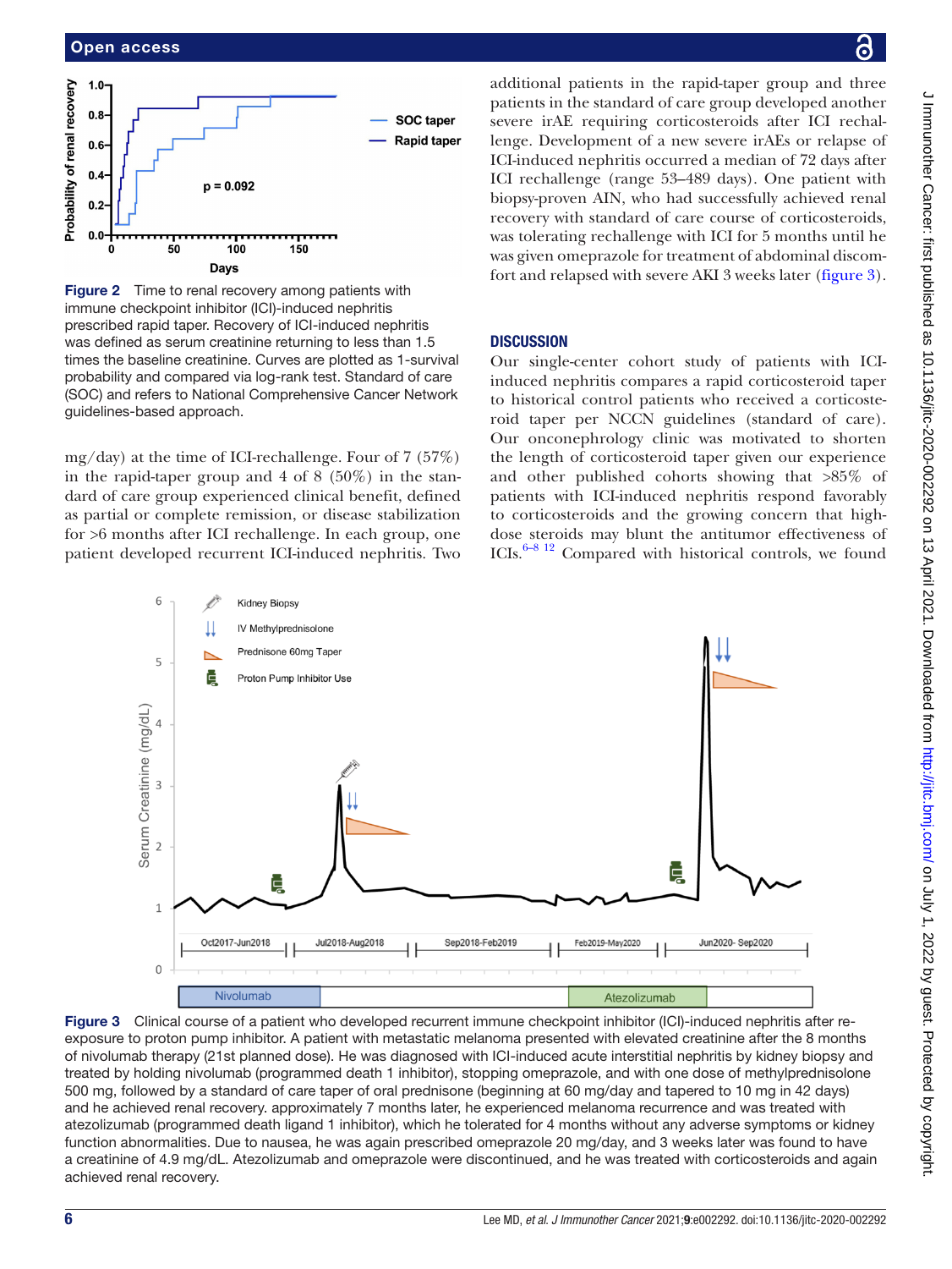Figure 2 Time to renal recovery among patients with immune checkpoint inhibitor (ICI)-induced nephritis prescribed rapid taper. Recovery of ICI-induced nephritis was defined as serum creatinine returning to less than 1.5 times the baseline creatinine. Curves are plotted as 1-survival probability and compared via log-rank test. Standard of care (SOC) and refers to National Comprehensive Cancer Network guidelines-based approach.

mg/day) at the time of ICI-rechallenge. Four of 7 (57%) in the rapid-taper group and 4 of 8 (50%) in the standard of care group experienced clinical benefit, defined as partial or complete remission, or disease stabilization for >6 months after ICI rechallenge. In each group, one patient developed recurrent ICI-induced nephritis. Two additional patients in the rapid-taper group and three patients in the standard of care group developed another severe irAE requiring corticosteroids after ICI rechallenge. Development of a new severe irAEs or relapse of ICI-induced nephritis occurred a median of 72 days after ICI rechallenge (range 53–489 days). One patient with biopsy-proven AIN, who had successfully achieved renal recovery with standard of care course of corticosteroids, was tolerating rechallenge with ICI for 5 months until he was given omeprazole for treatment of abdominal discomfort and relapsed with severe AKI 3 weeks later (figure 3).

## DISCUSSION

Our single-center cohort study of patients with ICI-induced nephritis compares a rapid corticosteroid taper to historical control patients who received a corticosteroid taper per NCCN guidelines (standard of care). Our onconephrology clinic was motivated to shorten the length of corticosteroid taper given our experience and other published cohorts showing that >85% of patients with ICI-induced nephritis respond favorably to corticosteroids and the growing concern that high-dose steroids may blunt the antitumor effectiveness of ICIs.[6–8 12] Compared with historical controls, we found

Figure 3 Clinical course of a patient who developed recurrent immune checkpoint inhibitor (ICI)-induced nephritis after re-exposure to proton pump inhibitor. A patient with metastatic melanoma presented with elevated creatinine after the 8 months of nivolumab therapy (21st planned dose). He was diagnosed with ICI-induced acute interstitial nephritis by kidney biopsy and treated by holding nivolumab (programmed death 1 inhibitor), stopping omeprazole, and with one dose of methylprednisolone 500 mg, followed by a standard of care taper of oral prednisone (beginning at 60 mg/day and tapered to 10 mg in 42 days) and he achieved renal recovery. approximately 7 months later, he experienced melanoma recurrence and was treated with atezolizumab (programmed death ligand 1 inhibitor), which he tolerated for 4 months without any adverse symptoms or kidney function abnormalities. Due to nausea, he was again prescribed omeprazole 20 mg/day, and 3 weeks later was found to have a creatinine of 4.9 mg/dL. Atezolizumab and omeprazole were discontinued, and he was treated with corticosteroids and again achieved renal recovery.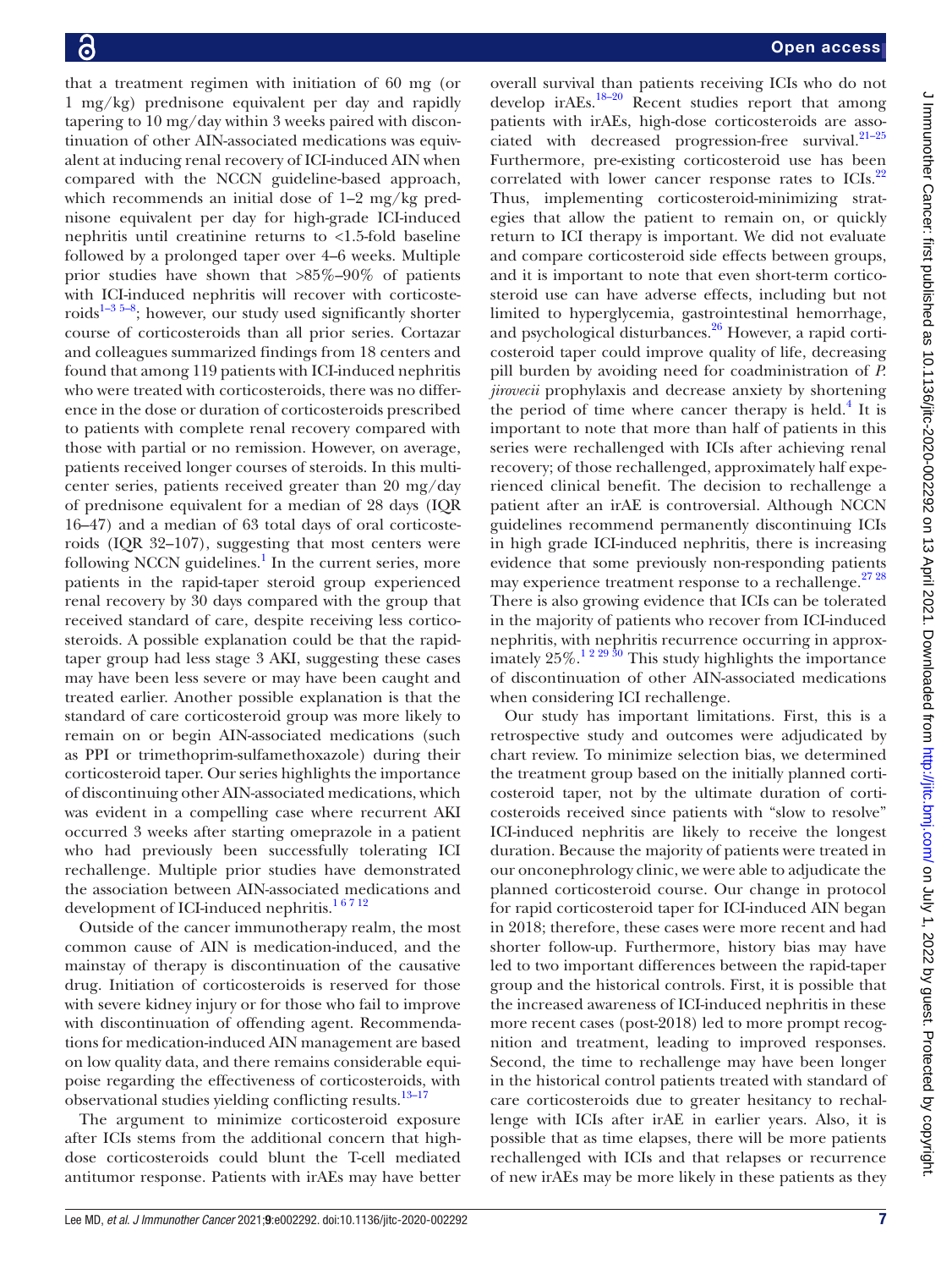that a treatment regimen with initiation of 60 mg (or 1 mg/kg) prednisone equivalent per day and rapidly tapering to 10 mg/day within 3 weeks paired with discontinuation of other AIN-associated medications was equivalent at inducing renal recovery of ICI-induced AIN when compared with the NCCN guideline-based approach, which recommends an initial dose of 1–2 mg/kg prednisone equivalent per day for high-grade ICI-induced nephritis until creatinine returns to <1.5-fold baseline followed by a prolonged taper over 4–6 weeks. Multiple prior studies have shown that >85%–90% of patients with ICI-induced nephritis will recover with corticosteroids[1–3 5–8]; however, our study used significantly shorter course of corticosteroids than all prior series. Cortazar and colleagues summarized findings from 18 centers and found that among 119 patients with ICI-induced nephritis who were treated with corticosteroids, there was no difference in the dose or duration of corticosteroids prescribed to patients with complete renal recovery compared with those with partial or no remission. However, on average, patients received longer courses of steroids. In this multicenter series, patients received greater than 20 mg/day of prednisone equivalent for a median of 28 days (IQR 16–47) and a median of 63 total days of oral corticosteroids (IQR 32–107), suggesting that most centers were following NCCN guidelines.[1] In the current series, more patients in the rapid-taper steroid group experienced renal recovery by 30 days compared with the group that received standard of care, despite receiving less corticosteroids. A possible explanation could be that the rapid-taper group had less stage 3 AKI, suggesting these cases may have been less severe or may have been caught and treated earlier. Another possible explanation is that the standard of care corticosteroid group was more likely to remain on or begin AIN-associated medications (such as PPI or trimethoprim-sulfamethoxazole) during their corticosteroid taper. Our series highlights the importance of discontinuing other AIN-associated medications, which was evident in a compelling case where recurrent AKI occurred 3 weeks after starting omeprazole in a patient who had previously been successfully tolerating ICI rechallenge. Multiple prior studies have demonstrated the association between AIN-associated medications and development of ICI-induced nephritis.[1 6 7 12]

Outside of the cancer immunotherapy realm, the most common cause of AIN is medication-induced, and the mainstay of therapy is discontinuation of the causative drug. Initiation of corticosteroids is reserved for those with severe kidney injury or for those who fail to improve with discontinuation of offending agent. Recommendations for medication-induced AIN management are based on low quality data, and there remains considerable equipoise regarding the effectiveness of corticosteroids, with observational studies yielding conflicting results.[13–17]

The argument to minimize corticosteroid exposure after ICIs stems from the additional concern that high-dose corticosteroids could blunt the T-cell mediated antitumor response. Patients with irAEs may have better overall survival than patients receiving ICIs who do not develop irAEs.[18–20] Recent studies report that among patients with irAEs, high-dose corticosteroids are associated with decreased progression-free survival.[21–25] Furthermore, pre-existing corticosteroid use has been correlated with lower cancer response rates to ICIs.[22] Thus, implementing corticosteroid-minimizing strategies that allow the patient to remain on, or quickly return to ICI therapy is important. We did not evaluate and compare corticosteroid side effects between groups, and it is important to note that even short-term corticosteroid use can have adverse effects, including but not limited to hyperglycemia, gastrointestinal hemorrhage, and psychological disturbances.[26] However, a rapid corticosteroid taper could improve quality of life, decreasing pill burden by avoiding need for coadministration of *P. jirovecii* prophylaxis and decrease anxiety by shortening the period of time where cancer therapy is held.[4] It is important to note that more than half of patients in this series were rechallenged with ICIs after achieving renal recovery; of those rechallenged, approximately half experienced clinical benefit. The decision to rechallenge a patient after an irAE is controversial. Although NCCN guidelines recommend permanently discontinuing ICIs in high grade ICI-induced nephritis, there is increasing evidence that some previously non-responding patients may experience treatment response to a rechallenge.[27 28] There is also growing evidence that ICIs can be tolerated in the majority of patients who recover from ICI-induced nephritis, with nephritis recurrence occurring in approximately 25%.[1 2 29 30] This study highlights the importance of discontinuation of other AIN-associated medications when considering ICI rechallenge.

Our study has important limitations. First, this is a retrospective study and outcomes were adjudicated by chart review. To minimize selection bias, we determined the treatment group based on the initially planned corticosteroid taper, not by the ultimate duration of corticosteroids received since patients with "slow to resolve" ICI-induced nephritis are likely to receive the longest duration. Because the majority of patients were treated in our onconephrology clinic, we were able to adjudicate the planned corticosteroid course. Our change in protocol for rapid corticosteroid taper for ICI-induced AIN began in 2018; therefore, these cases were more recent and had shorter follow-up. Furthermore, history bias may have led to two important differences between the rapid-taper group and the historical controls. First, it is possible that the increased awareness of ICI-induced nephritis in these more recent cases (post-2018) led to more prompt recognition and treatment, leading to improved responses. Second, the time to rechallenge may have been longer in the historical control patients treated with standard of care corticosteroids due to greater hesitancy to rechallenge with ICIs after irAE in earlier years. Also, it is possible that as time elapses, there will be more patients rechallenged with ICIs and that relapses or recurrence of new irAEs may be more likely in these patients as they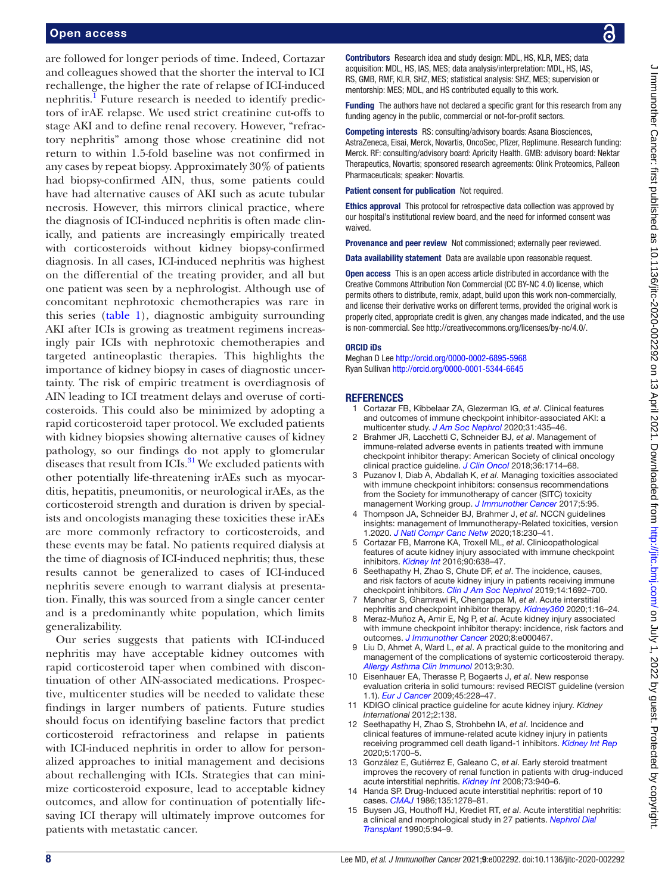are followed for longer periods of time. Indeed, Cortazar and colleagues showed that the shorter the interval to ICI rechallenge, the higher the rate of relapse of ICI-induced nephritis.[1] Future research is needed to identify predictors of irAE relapse. We used strict creatinine cut-offs to stage AKI and to define renal recovery. However, "refractory nephritis" among those whose creatinine did not return to within 1.5-fold baseline was not confirmed in any cases by repeat biopsy. Approximately 30% of patients had biopsy-confirmed AIN, thus, some patients could have had alternative causes of AKI such as acute tubular necrosis. However, this mirrors clinical practice, where the diagnosis of ICI-induced nephritis is often made clinically, and patients are increasingly empirically treated with corticosteroids without kidney biopsy-confirmed diagnosis. In all cases, ICI-induced nephritis was highest on the differential of the treating provider, and all but one patient was seen by a nephrologist. Although use of concomitant nephrotoxic chemotherapies was rare in this series (table 1), diagnostic ambiguity surrounding AKI after ICIs is growing as treatment regimens increasingly pair ICIs with nephrotoxic chemotherapies and targeted antineoplastic therapies. This highlights the importance of kidney biopsy in cases of diagnostic uncertainty. The risk of empiric treatment is overdiagnosis of AIN leading to ICI treatment delays and overuse of corticosteroids. This could also be minimized by adopting a rapid corticosteroid taper protocol. We excluded patients with kidney biopsies showing alternative causes of kidney pathology, so our findings do not apply to glomerular diseases that result from ICIs.[31] We excluded patients with other potentially life-threatening irAEs such as myocarditis, hepatitis, pneumonitis, or neurological irAEs, as the corticosteroid strength and duration is driven by specialists and oncologists managing these toxicities these irAEs are more commonly refractory to corticosteroids, and these events may be fatal. No patients required dialysis at the time of diagnosis of ICI-induced nephritis; thus, these results cannot be generalized to cases of ICI-induced nephritis severe enough to warrant dialysis at presentation. Finally, this was sourced from a single cancer center and is a predominantly white population, which limits generalizability.

Our series suggests that patients with ICI-induced nephritis may have acceptable kidney outcomes with rapid corticosteroid taper when combined with discontinuation of other AIN-associated medications. Prospective, multicenter studies will be needed to validate these findings in larger numbers of patients. Future studies should focus on identifying baseline factors that predict corticosteroid refractoriness and relapse in patients with ICI-induced nephritis in order to allow for personalized approaches to initial management and decisions about rechallenging with ICIs. Strategies that can minimize corticosteroid exposure, lead to acceptable kidney outcomes, and allow for continuation of potentially life-saving ICI therapy will ultimately improve outcomes for patients with metastatic cancer.

**Contributors** Research idea and study design: MDL, HS, KLR, MES; data acquisition: MDL, HS, IAS, MES; data analysis/interpretation: MDL, HS, IAS, RS, GMB, RMF, KLR, SHZ, MES; statistical analysis: SHZ, MES; supervision or mentorship: MES; MDL, and HS contributed equally to this work.

**Funding** The authors have not declared a specific grant for this research from any funding agency in the public, commercial or not-for-profit sectors.

**Competing interests** RS: consulting/advisory boards: Asana Biosciences, AstraZeneca, Eisai, Merck, Novartis, OncoSec, Pfizer, Replimune. Research funding: Merck. RF: consulting/advisory board: Apricity Health. GMB: advisory board: Nektar Therapeutics, Novartis; sponsored research agreements: Olink Proteomics, Palleon Pharmaceuticals; speaker: Novartis.

**Patient consent for publication** Not required.

**Ethics approval** This protocol for retrospective data collection was approved by our hospital's institutional review board, and the need for informed consent was waived.

**Provenance and peer review** Not commissioned; externally peer reviewed.

**Data availability statement** Data are available upon reasonable request.

**Open access** This is an open access article distributed in accordance with the Creative Commons Attribution Non Commercial (CC BY-NC 4.0) license, which permits others to distribute, remix, adapt, build upon this work non-commercially, and license their derivative works on different terms, provided the original work is properly cited, appropriate credit is given, any changes made indicated, and the use is non-commercial. See http://creativecommons.org/licenses/by-nc/4.0/.

**ORCID iDs**

Meghan D Lee http://orcid.org/0000-0002-6895-5968
Ryan Sullivan http://orcid.org/0000-0001-5344-6645

## REFERENCES

1. Cortazar FB, Kibbelaar ZA, Glezerman IG, *et al*. Clinical features and outcomes of immune checkpoint inhibitor-associated AKI: a multicenter study. *J Am Soc Nephrol* 2020;31:435–46.
2. Brahmer JR, Lacchetti C, Schneider BJ, *et al*. Management of immune-related adverse events in patients treated with immune checkpoint inhibitor therapy: American Society of clinical oncology clinical practice guideline. *J Clin Oncol* 2018;36:1714–68.
3. Puzanov I, Diab A, Abdallah K, *et al*. Managing toxicities associated with immune checkpoint inhibitors: consensus recommendations from the Society for immunotherapy of cancer (SITC) toxicity management Working group. *J Immunother Cancer* 2017;5:95.
4. Thompson JA, Schneider BJ, Brahmer J, *et al*. NCCN guidelines insights: management of Immunotherapy-Related toxicities, version 1.2020. *J Natl Compr Canc Netw* 2020;18:230–41.
5. Cortazar FB, Marrone KA, Troxell ML, *et al*. Clinicopathological features of acute kidney injury associated with immune checkpoint inhibitors. *Kidney Int* 2016;90:638–47.
6. Seethapathy H, Zhao S, Chute DF, *et al*. The incidence, causes, and risk factors of acute kidney injury in patients receiving immune checkpoint inhibitors. *Clin J Am Soc Nephrol* 2019;14:1692–700.
7. Manohar S, Ghamrawi R, Chengappa M, *et al*. Acute interstitial nephritis and checkpoint inhibitor therapy. *Kidney360* 2020;1:16–24.
8. Meraz-Muñoz A, Amir E, Ng P, *et al*. Acute kidney injury associated with immune checkpoint inhibitor therapy: incidence, risk factors and outcomes. *J Immunother Cancer* 2020;8:e000467.
9. Liu D, Ahmet A, Ward L, *et al*. A practical guide to the monitoring and management of the complications of systemic corticosteroid therapy. *Allergy Asthma Clin Immunol* 2013;9:30.
10. Eisenhauer EA, Therasse P, Bogaerts J, *et al*. New response evaluation criteria in solid tumours: revised RECIST guideline (version 1.1). *Eur J Cancer* 2009;45:228–47.
11. KDIGO clinical practice guideline for acute kidney injury. *Kidney International* 2012;2:138.
12. Seethapathy H, Zhao S, Strohbehn IA, *et al*. Incidence and clinical features of immune-related acute kidney injury in patients receiving programmed cell death ligand-1 inhibitors. *Kidney Int Rep* 2020;5:1700–5.
13. González E, Gutiérrez E, Galeano C, *et al*. Early steroid treatment improves the recovery of renal function in patients with drug-induced acute interstitial nephritis. *Kidney Int* 2008;73:940–6.
14. Handa SP. Drug-Induced acute interstitial nephritis: report of 10 cases. *CMAJ* 1986;135:1278–81.
15. Buysen JG, Houthoff HJ, Krediet RT, *et al*. Acute interstitial nephritis: a clinical and morphological study in 27 patients. *Nephrol Dial Transplant* 1990;5:94–9.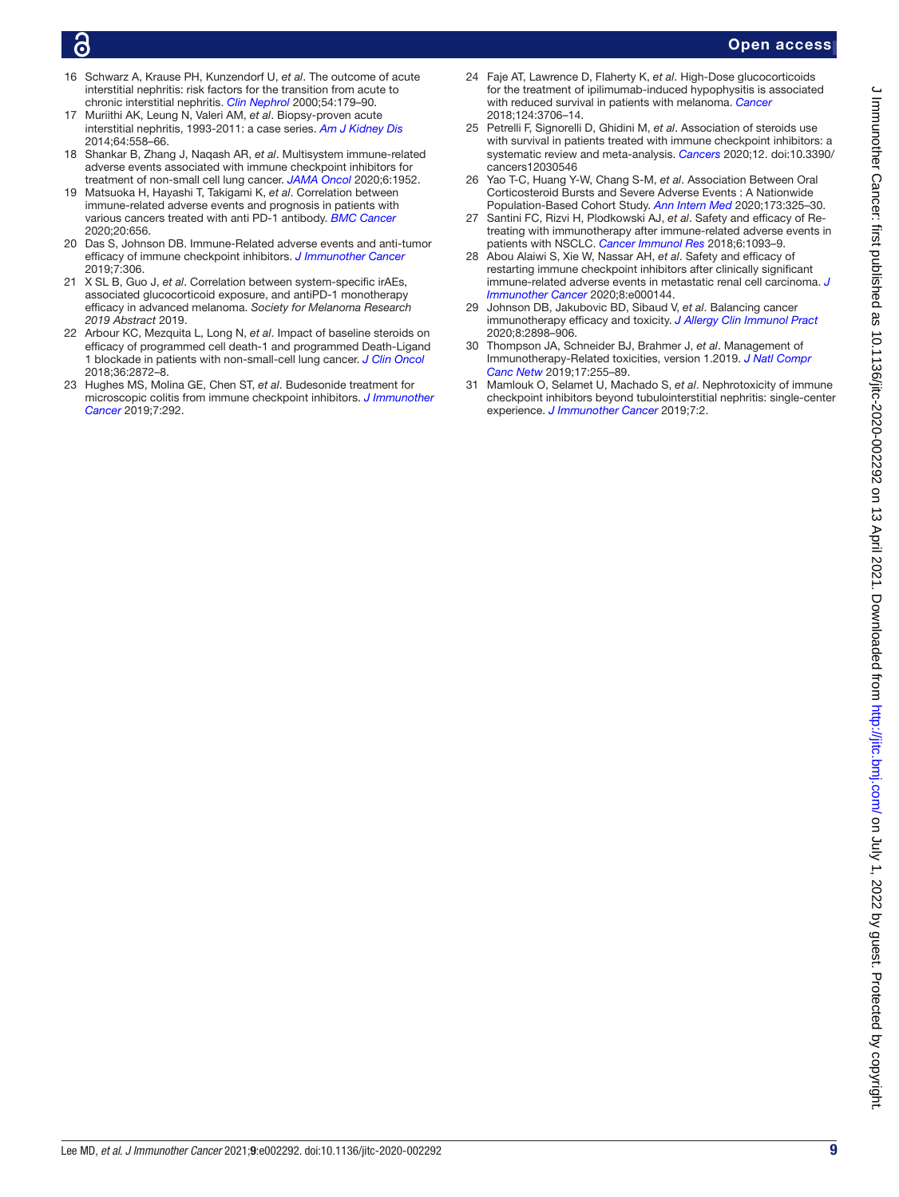16 Schwarz A, Krause PH, Kunzendorf U, *et al*. The outcome of acute interstitial nephritis: risk factors for the transition from acute to chronic interstitial nephritis. *Clin Nephrol* 2000;54:179–90.

17 Muriithi AK, Leung N, Valeri AM, *et al*. Biopsy-proven acute interstitial nephritis, 1993-2011: a case series. *Am J Kidney Dis* 2014;64:558–66.

18 Shankar B, Zhang J, Naqash AR, *et al*. Multisystem immune-related adverse events associated with immune checkpoint inhibitors for treatment of non-small cell lung cancer. *JAMA Oncol* 2020;6:1952.

19 Matsuoka H, Hayashi T, Takigami K, *et al*. Correlation between immune-related adverse events and prognosis in patients with various cancers treated with anti PD-1 antibody. *BMC Cancer* 2020;20:656.

20 Das S, Johnson DB. Immune-Related adverse events and anti-tumor efficacy of immune checkpoint inhibitors. *J Immunother Cancer* 2019;7:306.

21 X SL B, Guo J, *et al*. Correlation between system-specific irAEs, associated glucocorticoid exposure, and antiPD-1 monotherapy efficacy in advanced melanoma. *Society for Melanoma Research 2019 Abstract* 2019.

22 Arbour KC, Mezquita L, Long N, *et al*. Impact of baseline steroids on efficacy of programmed cell death-1 and programmed Death-Ligand 1 blockade in patients with non-small-cell lung cancer. *J Clin Oncol* 2018;36:2872–8.

23 Hughes MS, Molina GE, Chen ST, *et al*. Budesonide treatment for microscopic colitis from immune checkpoint inhibitors. *J Immunother Cancer* 2019;7:292.

24 Faje AT, Lawrence D, Flaherty K, *et al*. High-Dose glucocorticoids for the treatment of ipilimumab-induced hypophysitis is associated with reduced survival in patients with melanoma. *Cancer* 2018;124:3706–14.

25 Petrelli F, Signorelli D, Ghidini M, *et al*. Association of steroids use with survival in patients treated with immune checkpoint inhibitors: a systematic review and meta-analysis. *Cancers* 2020;12. doi:10.3390/cancers12030546

26 Yao T-C, Huang Y-W, Chang S-M, *et al*. Association Between Oral Corticosteroid Bursts and Severe Adverse Events : A Nationwide Population-Based Cohort Study. *Ann Intern Med* 2020;173:325–30.

27 Santini FC, Rizvi H, Plodkowski AJ, *et al*. Safety and efficacy of Re-treating with immunotherapy after immune-related adverse events in patients with NSCLC. *Cancer Immunol Res* 2018;6:1093–9.

28 Abou Alaiwi S, Xie W, Nassar AH, *et al*. Safety and efficacy of restarting immune checkpoint inhibitors after clinically significant immune-related adverse events in metastatic renal cell carcinoma. *J Immunother Cancer* 2020;8:e000144.

29 Johnson DB, Jakubovic BD, Sibaud V, *et al*. Balancing cancer immunotherapy efficacy and toxicity. *J Allergy Clin Immunol Pract* 2020;8:2898–906.

30 Thompson JA, Schneider BJ, Brahmer J, *et al*. Management of Immunotherapy-Related toxicities, version 1.2019. *J Natl Compr Canc Netw* 2019;17:255–89.

31 Mamlouk O, Selamet U, Machado S, *et al*. Nephrotoxicity of immune checkpoint inhibitors beyond tubulointerstitial nephritis: single-center experience. *J Immunother Cancer* 2019;7:2.